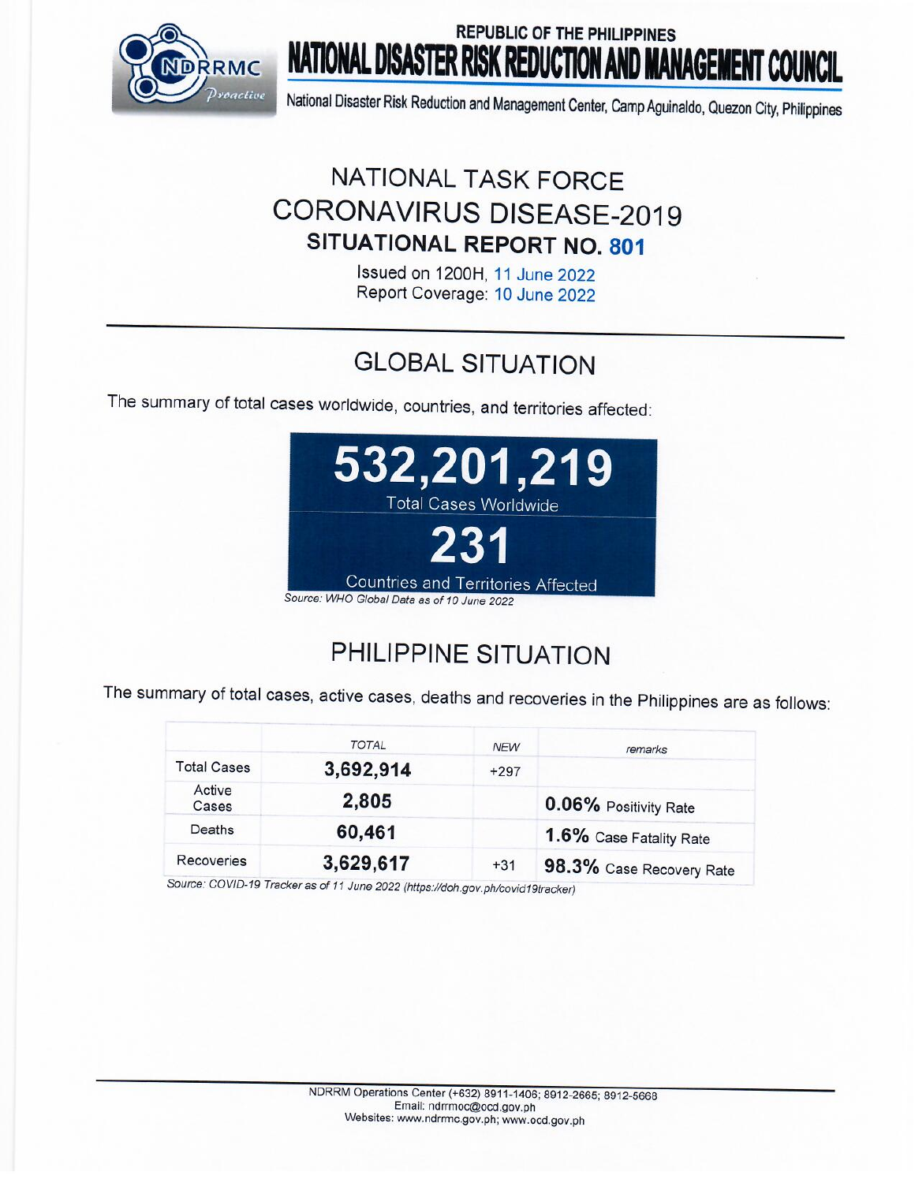REPUBLIC OF THE PHILIPPINES

# NATIONAL DISASTER RISK REDUCTION AND MANAGEMENT COUNCIL

National Disaster Risk Reduction and Management Center, Camp Aguinaldo, Quezon City, Philippines

## NATIONAL TASK FORCE CORONAVIRUS DISEASE-2019

## SITUATIONAL REPORT NO. 801

Issued on 1200H, 11 June 2022
Report Coverage: 10 June 2022

## GLOBAL SITUATION

The summary of total cases worldwide, countries, and territories affected:

**532,201,219**
Total Cases Worldwide

**231**
Countries and Territories Affected

*Source: WHO Global Data as of 10 June 2022*

## PHILIPPINE SITUATION

The summary of total cases, active cases, deaths and recoveries in the Philippines are as follows:

| | *TOTAL* | *NEW* | *remarks* |
|---|---|---|---|
| Total Cases | **3,692,914** | +297 | |
| Active Cases | **2,805** | | **0.06%** Positivity Rate |
| Deaths | **60,461** | | **1.6%** Case Fatality Rate |
| Recoveries | **3,629,617** | +31 | **98.3%** Case Recovery Rate |

*Source: COVID-19 Tracker as of 11 June 2022 (https://doh.gov.ph/covid19tracker)*

NDRRM Operations Center (+632) 8911-1406; 8912-2665; 8912-5668
Email: ndrrmoc@ocd.gov.ph
Websites: www.ndrrmc.gov.ph; www.ocd.gov.ph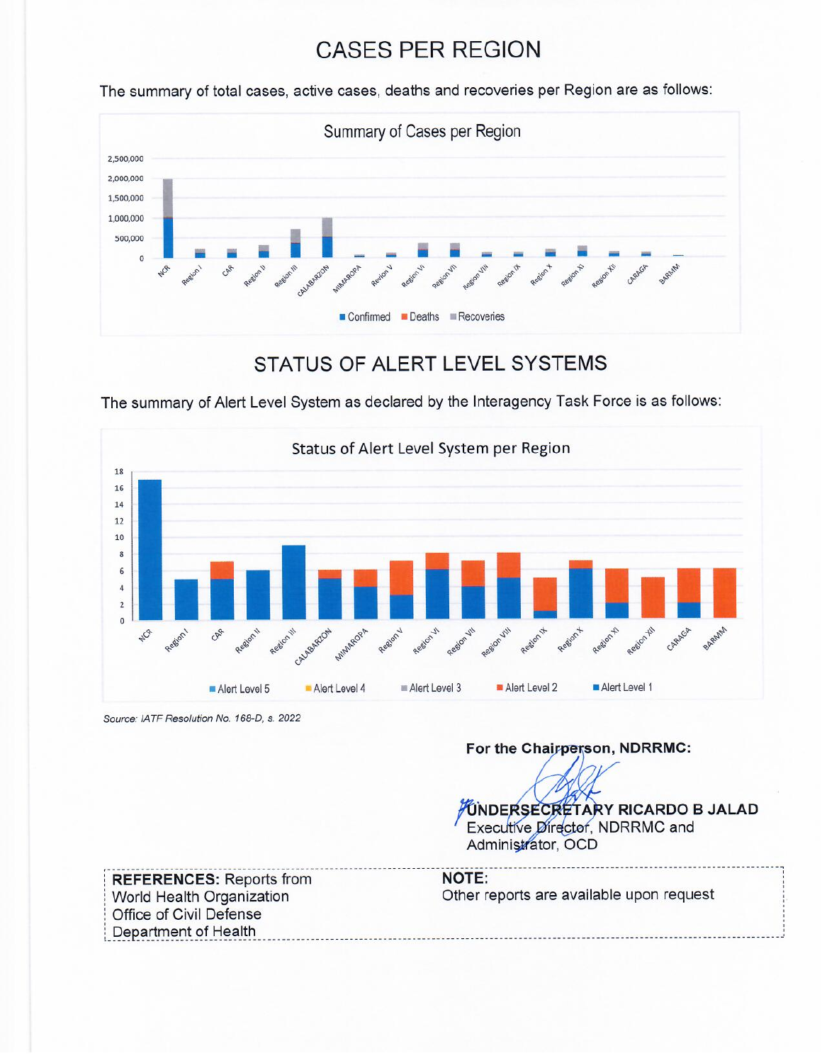# CASES PER REGION

The summary of total cases, active cases, deaths and recoveries per Region are as follows:

# STATUS OF ALERT LEVEL SYSTEMS

The summary of Alert Level System as declared by the Interagency Task Force is as follows:

*Source: IATF Resolution No. 168-D, s. 2022*

**For the Chairperson, NDRRMC:**

**UNDERSECRETARY RICARDO B JALAD**
Executive Director, NDRRMC and
Administrator, OCD

**REFERENCES:** Reports from
World Health Organization
Office of Civil Defense
Department of Health

**NOTE:**
Other reports are available upon request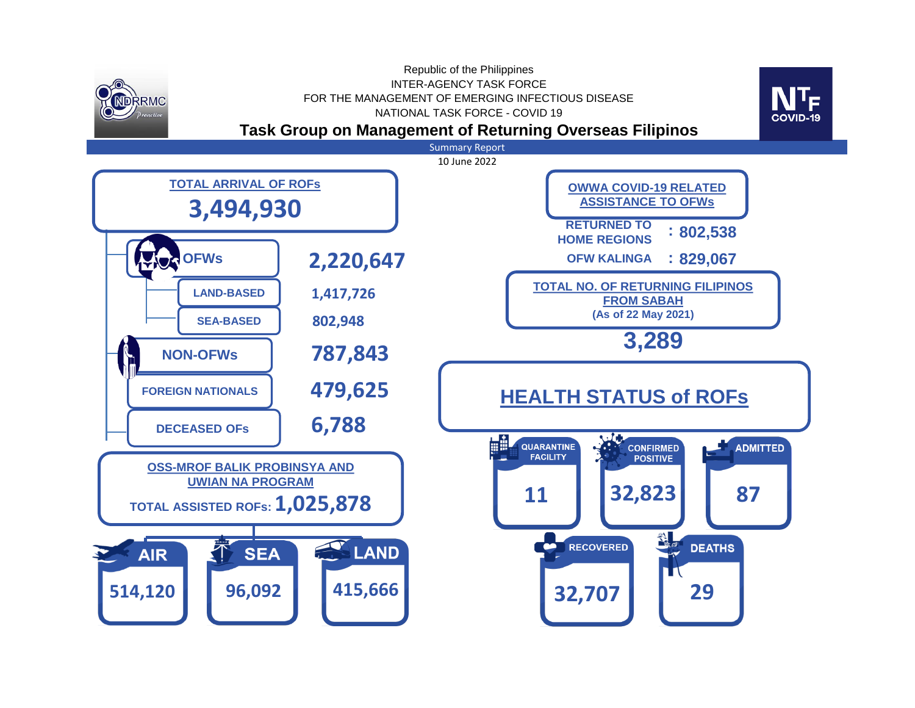Republic of the Philippines
INTER-AGENCY TASK FORCE
FOR THE MANAGEMENT OF EMERGING INFECTIOUS DISEASE
NATIONAL TASK FORCE - COVID 19

# Task Group on Management of Returning Overseas Filipinos

Summary Report
10 June 2022

## TOTAL ARRIVAL OF ROFs

**3,494,930**

| Category | Count |
|---|---|
| OFWs | 2,220,647 |
| LAND-BASED | 1,417,726 |
| SEA-BASED | 802,948 |
| NON-OFWs | 787,843 |
| FOREIGN NATIONALS | 479,625 |
| DECEASED OFs | 6,788 |

## OSS-MROF BALIK PROBINSYA AND UWIAN NA PROGRAM

TOTAL ASSISTED ROFs: **1,025,878**

| AIR | SEA | LAND |
|---|---|---|
| 514,120 | 96,092 | 415,666 |

## OWWA COVID-19 RELATED ASSISTANCE TO OFWs

RETURNED TO HOME REGIONS : **802,538**

OFW KALINGA : **829,067**

## TOTAL NO. OF RETURNING FILIPINOS FROM SABAH

(As of 22 May 2021)

**3,289**

## HEALTH STATUS of ROFs

| QUARANTINE FACILITY | CONFIRMED POSITIVE | ADMITTED | RECOVERED | DEATHS |
|---|---|---|---|---|
| 11 | 32,823 | 87 | 32,707 | 29 |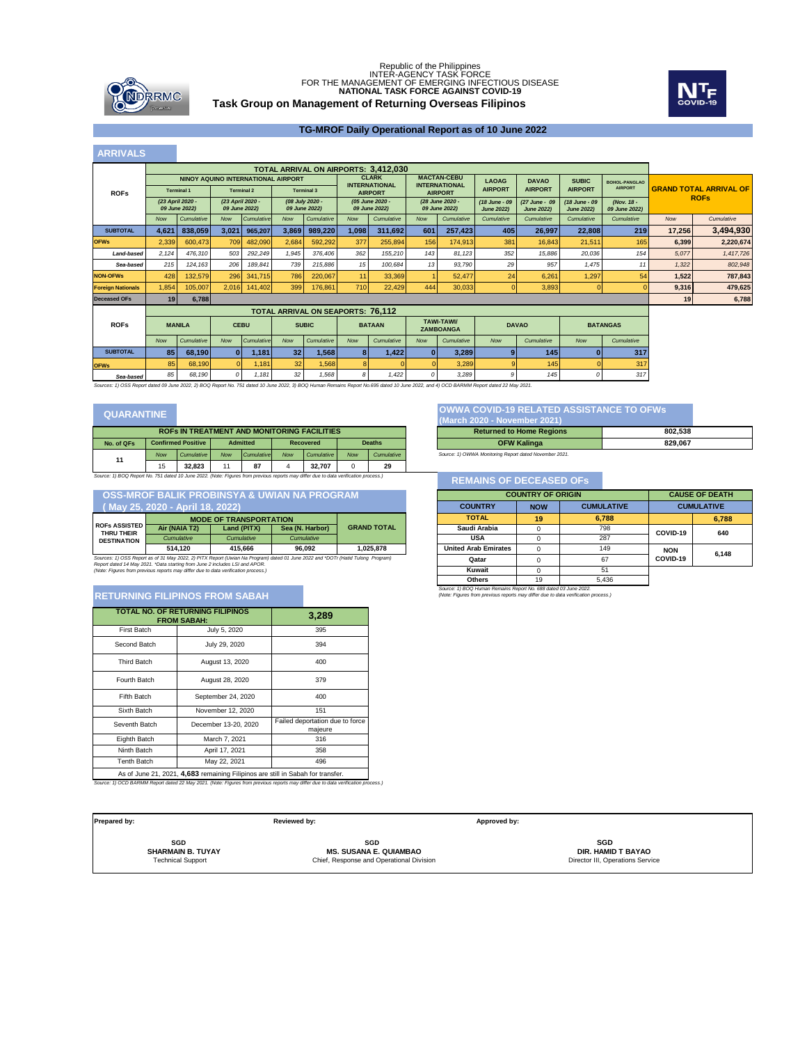Republic of the Philippines
INTER-AGENCY TASK FORCE
FOR THE MANAGEMENT OF EMERGING INFECTIOUS DISEASE
**NATIONAL TASK FORCE AGAINST COVID-19**

**Task Group on Management of Returning Overseas Filipinos**

## TG-MROF Daily Operational Report as of 10 June 2022

## ARRIVALS

**TOTAL ARRIVAL ON AIRPORTS: 3,412,030**

| ROFs | NAIA Terminal 1 (23 April 2020 - 09 June 2022) Now | NAIA Terminal 1 Cumulative | NAIA Terminal 2 (23 April 2020 - 09 June 2022) Now | NAIA Terminal 2 Cumulative | NAIA Terminal 3 (08 July 2020 - 09 June 2022) Now | NAIA Terminal 3 Cumulative | Clark International Airport (05 June 2020 - 09 June 2022) Now | Clark Cumulative | Mactan-Cebu International Airport (28 June 2020 - 09 June 2022) Now | Mactan-Cebu Cumulative | Laoag Airport (18 June - 09 June 2022) Cumulative | Davao Airport (27 June - 09 June 2022) Cumulative | Subic Airport (18 June - 09 June 2022) Cumulative | Bohol-Panglao Airport (Nov. 18 - 09 June 2022) Cumulative | Grand Total Arrival of ROFs Now | Grand Total Arrival of ROFs Cumulative |
|---|---|---|---|---|---|---|---|---|---|---|---|---|---|---|---|---|
| **SUBTOTAL** | **4,621** | **838,059** | **3,021** | **965,207** | **3,869** | **989,220** | **1,098** | **311,692** | **601** | **257,423** | **405** | **26,997** | **22,808** | **219** | **17,256** | **3,494,930** |
| **OFWs** | 2,339 | 600,473 | 709 | 482,090 | 2,684 | 592,292 | 377 | 255,894 | 156 | 174,913 | 381 | 16,843 | 21,511 | 165 | **6,399** | **2,220,674** |
| *Land-based* | 2,124 | 476,310 | 503 | 292,249 | 1,945 | 376,406 | 362 | 155,210 | 143 | 81,123 | 352 | 15,886 | 20,036 | 154 | 5,077 | 1,417,726 |
| *Sea-based* | 215 | 124,163 | 206 | 189,841 | 739 | 215,886 | 15 | 100,684 | 13 | 93,790 | 29 | 957 | 1,475 | 11 | 1,322 | 802,948 |
| **NON-OFWs** | 428 | 132,579 | 296 | 341,715 | 786 | 220,067 | 11 | 33,369 | 1 | 52,477 | 24 | 6,261 | 1,297 | 54 | **1,522** | **787,843** |
| **Foreign Nationals** | 1,854 | 105,007 | 2,016 | 141,402 | 399 | 176,861 | 710 | 22,429 | 444 | 30,033 | 0 | 3,893 | 0 | 0 | **9,316** | **479,625** |
| **Deceased OFs** | **19** | **6,788** | | | | | | | | | | | | | **19** | **6,788** |

**TOTAL ARRIVAL ON SEAPORTS: 76,112**

| ROFs | Manila Now | Manila Cumulative | Cebu Now | Cebu Cumulative | Subic Now | Subic Cumulative | Bataan Now | Bataan Cumulative | Tawi-Tawi/ Zamboanga Now | Tawi-Tawi/ Zamboanga Cumulative | Davao Now | Davao Cumulative | Batangas Now | Batangas Cumulative |
|---|---|---|---|---|---|---|---|---|---|---|---|---|---|---|
| **SUBTOTAL** | **85** | **68,190** | **0** | **1,181** | **32** | **1,568** | **8** | **1,422** | **0** | **3,289** | **9** | **145** | **0** | **317** |
| **OFWs** | 85 | 68,190 | 0 | 1,181 | 32 | 1,568 | 8 | 0 | 0 | 3,289 | 9 | 145 | 0 | 317 |
| *Sea-based* | 85 | 68,190 | 0 | 1,181 | 32 | 1,568 | 8 | 1,422 | 0 | 3,289 | 9 | 145 | 0 | 317 |

*Sources: 1) OSS Report dated 09 June 2022, 2) BOQ Report No. 751 dated 10 June 2022, 3) BOQ Human Remains Report No.695 dated 10 June 2022, and 4) OCD BARMM Report dated 22 May 2021.*

## QUARANTINE

**ROFs IN TREATMENT AND MONITORING FACILITIES**

| No. of QFs | Confirmed Positive Now | Confirmed Positive Cumulative | Admitted Now | Admitted Cumulative | Recovered Now | Recovered Cumulative | Deaths Now | Deaths Cumulative |
|---|---|---|---|---|---|---|---|---|
| 11 | 15 | **32,823** | 11 | **87** | 4 | **32,707** | 0 | **29** |

*Source: 1) BOQ Report No. 751 dated 10 June 2022. (Note: Figures from previous reports may differ due to data verification process.)*

## OSS-MROF BALIK PROBINSYA & UWIAN NA PROGRAM ( May 25, 2020 - April 18, 2022)

| ROFs ASSISTED THRU THEIR DESTINATION | Air (NAIA T2) Cumulative | Land (PITX) Cumulative | Sea (N. Harbor) Cumulative | GRAND TOTAL |
|---|---|---|---|---|
| | 514,120 | 415,666 | 96,092 | 1,025,878 |

*Sources: 1) OSS Report as of 31 May 2022, 2) PITX Report (Uwian Na Program) dated 01 June 2022 and \*DOTr (Hatid Tulong Program) Report dated 14 May 2021. \*Data starting from June 2 includes LSI and APOR.*
*(Note: Figures from previous reports may differ due to data verification process.)*

## RETURNING FILIPINOS FROM SABAH

| TOTAL NO. OF RETURNING FILIPINOS FROM SABAH: | | 3,289 |
|---|---|---|
| First Batch | July 5, 2020 | 395 |
| Second Batch | July 29, 2020 | 394 |
| Third Batch | August 13, 2020 | 400 |
| Fourth Batch | August 28, 2020 | 379 |
| Fifth Batch | September 24, 2020 | 400 |
| Sixth Batch | November 12, 2020 | 151 |
| Seventh Batch | December 13-20, 2020 | Failed deportation due to force majeure |
| Eighth Batch | March 7, 2021 | 316 |
| Ninth Batch | April 17, 2021 | 358 |
| Tenth Batch | May 22, 2021 | 496 |

As of June 21, 2021, **4,683** remaining Filipinos are still in Sabah for transfer.

*Source: 1) OCD BARMM Report dated 22 May 2021. (Note: Figures from previous reports may differ due to data verification process.)*

## OWWA COVID-19 RELATED ASSISTANCE TO OFWs (March 2020 - November 2021)

| | |
|---|---|
| **Returned to Home Regions** | **802,538** |
| **OFW Kalinga** | **829,067** |

*Source: 1) OWWA Monitoring Report dated November 2021.*

## REMAINS OF DECEASED OFs

| COUNTRY OF ORIGIN: COUNTRY | NOW | CUMULATIVE | CAUSE OF DEATH | CUMULATIVE |
|---|---|---|---|---|
| **TOTAL** | **19** | **6,788** | | **6,788** |
| Saudi Arabia | 0 | 798 | COVID-19 | 640 |
| USA | 0 | 287 | | |
| United Arab Emirates | 0 | 149 | NON COVID-19 | 6,148 |
| Qatar | 0 | 67 | | |
| Kuwait | 0 | 51 | | |
| Others | 19 | 5,436 | | |

*Source: 1) BOQ Human Remains Report No. 688 dated 03 June 2022.*
*(Note: Figures from previous reports may differ due to data verification process.)*

| Prepared by: | Reviewed by: | Approved by: |
|---|---|---|
| SGD<br>**SHARMAIN B. TUYAY**<br>Technical Support | SGD<br>**MS. SUSANA E. QUIAMBAO**<br>Chief, Response and Operational Division | SGD<br>**DIR. HAMID T BAYAO**<br>Director III, Operations Service |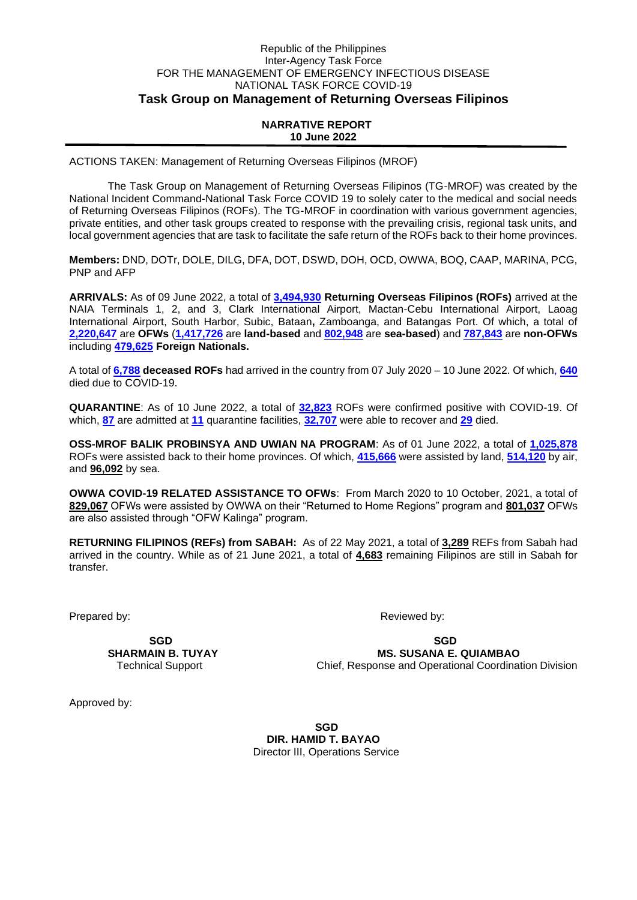Republic of the Philippines
Inter-Agency Task Force
FOR THE MANAGEMENT OF EMERGENCY INFECTIOUS DISEASE
NATIONAL TASK FORCE COVID-19

# Task Group on Management of Returning Overseas Filipinos

**NARRATIVE REPORT**
**10 June 2022**

---

ACTIONS TAKEN: Management of Returning Overseas Filipinos (MROF)

The Task Group on Management of Returning Overseas Filipinos (TG-MROF) was created by the National Incident Command-National Task Force COVID 19 to solely cater to the medical and social needs of Returning Overseas Filipinos (ROFs). The TG-MROF in coordination with various government agencies, private entities, and other task groups created to response with the prevailing crisis, regional task units, and local government agencies that are task to facilitate the safe return of the ROFs back to their home provinces.

**Members:** DND, DOTr, DOLE, DILG, DFA, DOT, DSWD, DOH, OCD, OWWA, BOQ, CAAP, MARINA, PCG, PNP and AFP

**ARRIVALS:** As of 09 June 2022, a total of **3,494,930** **Returning Overseas Filipinos (ROFs)** arrived at the NAIA Terminals 1, 2, and 3, Clark International Airport, Mactan-Cebu International Airport, Laoag International Airport, South Harbor, Subic, Bataan**,** Zamboanga, and Batangas Port. Of which, a total of **2,220,647** are **OFWs** (**1,417,726** are **land-based** and **802,948** are **sea-based**) and **787,843** are **non-OFWs** including **479,625** **Foreign Nationals.**

A total of **6,788** **deceased ROFs** had arrived in the country from 07 July 2020 – 10 June 2022. Of which, **640** died due to COVID-19.

**QUARANTINE**: As of 10 June 2022, a total of **32,823** ROFs were confirmed positive with COVID-19. Of which, **87** are admitted at **11** quarantine facilities, **32,707** were able to recover and **29** died.

**OSS-MROF BALIK PROBINSYA AND UWIAN NA PROGRAM**: As of 01 June 2022, a total of **1,025,878** ROFs were assisted back to their home provinces. Of which, **415,666** were assisted by land, **514,120** by air, and **96,092** by sea.

**OWWA COVID-19 RELATED ASSISTANCE TO OFWs**: From March 2020 to 10 October, 2021, a total of **829,067** OFWs were assisted by OWWA on their "Returned to Home Regions" program and **801,037** OFWs are also assisted through "OFW Kalinga" program.

**RETURNING FILIPINOS (REFs) from SABAH:** As of 22 May 2021, a total of **3,289** REFs from Sabah had arrived in the country. While as of 21 June 2021, a total of **4,683** remaining Filipinos are still in Sabah for transfer.

Prepared by:

**SGD**
**SHARMAIN B. TUYAY**
Technical Support

Reviewed by:

**SGD**
**MS. SUSANA E. QUIAMBAO**
Chief, Response and Operational Coordination Division

Approved by:

**SGD**
**DIR. HAMID T. BAYAO**
Director III, Operations Service